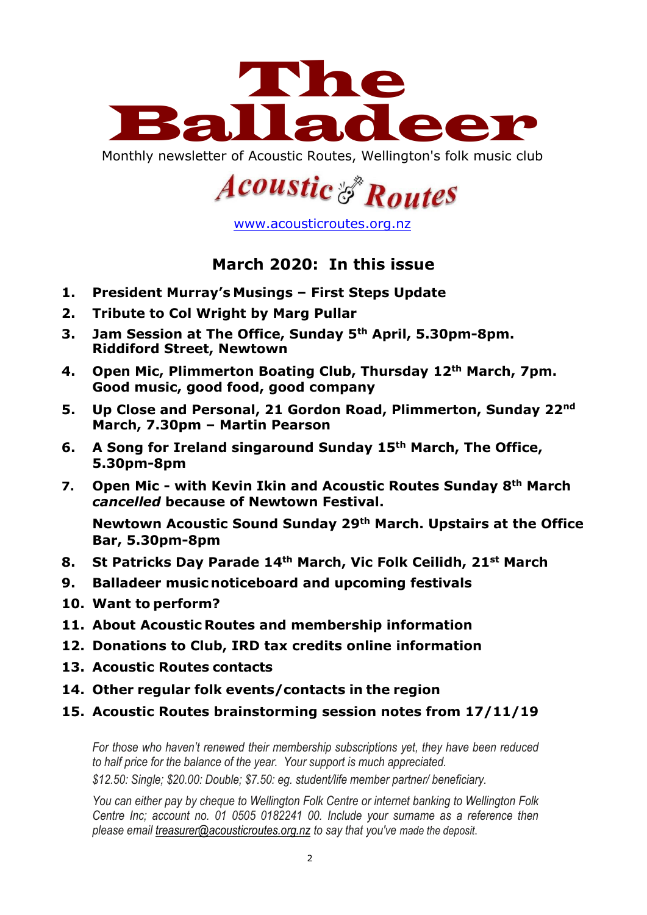# The Balladeer

Monthly newsletter of Acoustic Routes, Wellington's folk music club

## Acoustic Routes

www.acousticroutes.org.nz

## March 2020: In this issue

1. **President Murray's Musings – First Steps Update**
2. **Tribute to Col Wright by Marg Pullar**
3. **Jam Session at The Office, Sunday 5th April, 5.30pm-8pm. Riddiford Street, Newtown**
4. **Open Mic, Plimmerton Boating Club, Thursday 12th March, 7pm. Good music, good food, good company**
5. **Up Close and Personal, 21 Gordon Road, Plimmerton, Sunday 22nd March, 7.30pm – Martin Pearson**
6. **A Song for Ireland singaround Sunday 15th March, The Office, 5.30pm-8pm**
7. **Open Mic - with Kevin Ikin and Acoustic Routes Sunday 8th March *cancelled* because of Newtown Festival.**

   **Newtown Acoustic Sound Sunday 29th March. Upstairs at the Office Bar, 5.30pm-8pm**
8. **St Patricks Day Parade 14th March, Vic Folk Ceilidh, 21st March**
9. **Balladeer music noticeboard and upcoming festivals**
10. **Want to perform?**
11. **About Acoustic Routes and membership information**
12. **Donations to Club, IRD tax credits online information**
13. **Acoustic Routes contacts**
14. **Other regular folk events/contacts in the region**
15. **Acoustic Routes brainstorming session notes from 17/11/19**

*For those who haven't renewed their membership subscriptions yet, they have been reduced to half price for the balance of the year. Your support is much appreciated.*

*$12.50: Single; $20.00: Double; $7.50: eg. student/life member partner/ beneficiary.*

*You can either pay by cheque to Wellington Folk Centre or internet banking to Wellington Folk Centre Inc; account no. 01 0505 0182241 00. Include your surname as a reference then please email treasurer@acousticroutes.org.nz to say that you've made the deposit.*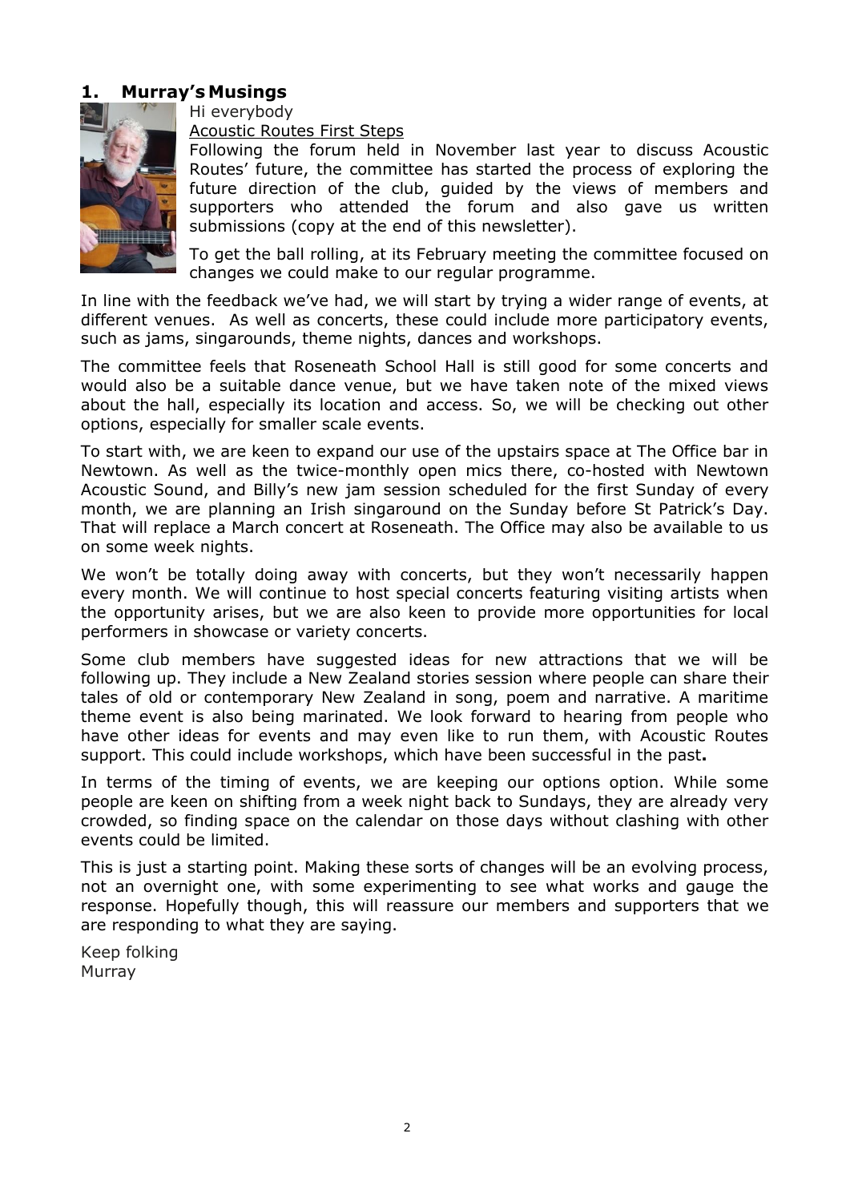## 1. Murray's Musings

Hi everybody

Acoustic Routes First Steps

Following the forum held in November last year to discuss Acoustic Routes' future, the committee has started the process of exploring the future direction of the club, guided by the views of members and supporters who attended the forum and also gave us written submissions (copy at the end of this newsletter).

To get the ball rolling, at its February meeting the committee focused on changes we could make to our regular programme.

In line with the feedback we've had, we will start by trying a wider range of events, at different venues. As well as concerts, these could include more participatory events, such as jams, singarounds, theme nights, dances and workshops.

The committee feels that Roseneath School Hall is still good for some concerts and would also be a suitable dance venue, but we have taken note of the mixed views about the hall, especially its location and access. So, we will be checking out other options, especially for smaller scale events.

To start with, we are keen to expand our use of the upstairs space at The Office bar in Newtown. As well as the twice-monthly open mics there, co-hosted with Newtown Acoustic Sound, and Billy's new jam session scheduled for the first Sunday of every month, we are planning an Irish singaround on the Sunday before St Patrick's Day. That will replace a March concert at Roseneath. The Office may also be available to us on some week nights.

We won't be totally doing away with concerts, but they won't necessarily happen every month. We will continue to host special concerts featuring visiting artists when the opportunity arises, but we are also keen to provide more opportunities for local performers in showcase or variety concerts.

Some club members have suggested ideas for new attractions that we will be following up. They include a New Zealand stories session where people can share their tales of old or contemporary New Zealand in song, poem and narrative. A maritime theme event is also being marinated. We look forward to hearing from people who have other ideas for events and may even like to run them, with Acoustic Routes support. This could include workshops, which have been successful in the past.

In terms of the timing of events, we are keeping our options option. While some people are keen on shifting from a week night back to Sundays, they are already very crowded, so finding space on the calendar on those days without clashing with other events could be limited.

This is just a starting point. Making these sorts of changes will be an evolving process, not an overnight one, with some experimenting to see what works and gauge the response. Hopefully though, this will reassure our members and supporters that we are responding to what they are saying.

Keep folking
Murray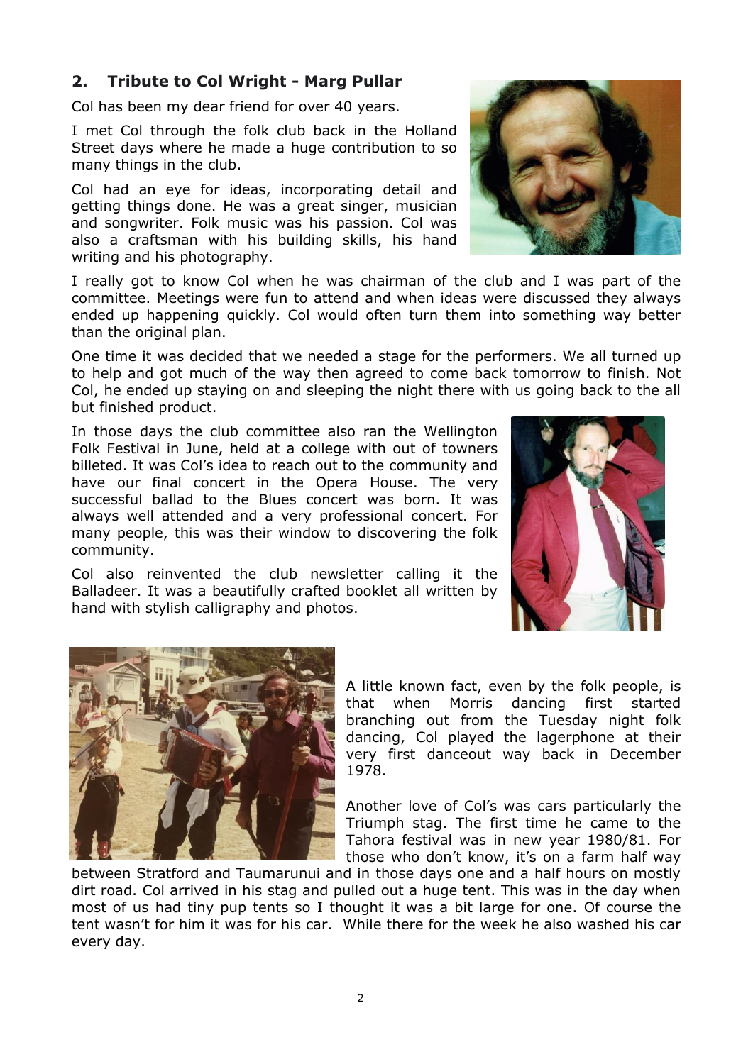## 2. Tribute to Col Wright - Marg Pullar

Col has been my dear friend for over 40 years.

I met Col through the folk club back in the Holland Street days where he made a huge contribution to so many things in the club.

Col had an eye for ideas, incorporating detail and getting things done. He was a great singer, musician and songwriter. Folk music was his passion. Col was also a craftsman with his building skills, his hand writing and his photography.

I really got to know Col when he was chairman of the club and I was part of the committee. Meetings were fun to attend and when ideas were discussed they always ended up happening quickly. Col would often turn them into something way better than the original plan.

One time it was decided that we needed a stage for the performers. We all turned up to help and got much of the way then agreed to come back tomorrow to finish. Not Col, he ended up staying on and sleeping the night there with us going back to the all but finished product.

In those days the club committee also ran the Wellington Folk Festival in June, held at a college with out of towners billeted. It was Col's idea to reach out to the community and have our final concert in the Opera House. The very successful ballad to the Blues concert was born. It was always well attended and a very professional concert. For many people, this was their window to discovering the folk community.

Col also reinvented the club newsletter calling it the Balladeer. It was a beautifully crafted booklet all written by hand with stylish calligraphy and photos.

A little known fact, even by the folk people, is that when Morris dancing first started branching out from the Tuesday night folk dancing, Col played the lagerphone at their very first danceout way back in December 1978.

Another love of Col's was cars particularly the Triumph stag. The first time he came to the Tahora festival was in new year 1980/81. For those who don't know, it's on a farm half way between Stratford and Taumarunui and in those days one and a half hours on mostly dirt road. Col arrived in his stag and pulled out a huge tent. This was in the day when most of us had tiny pup tents so I thought it was a bit large for one. Of course the tent wasn't for him it was for his car. While there for the week he also washed his car every day.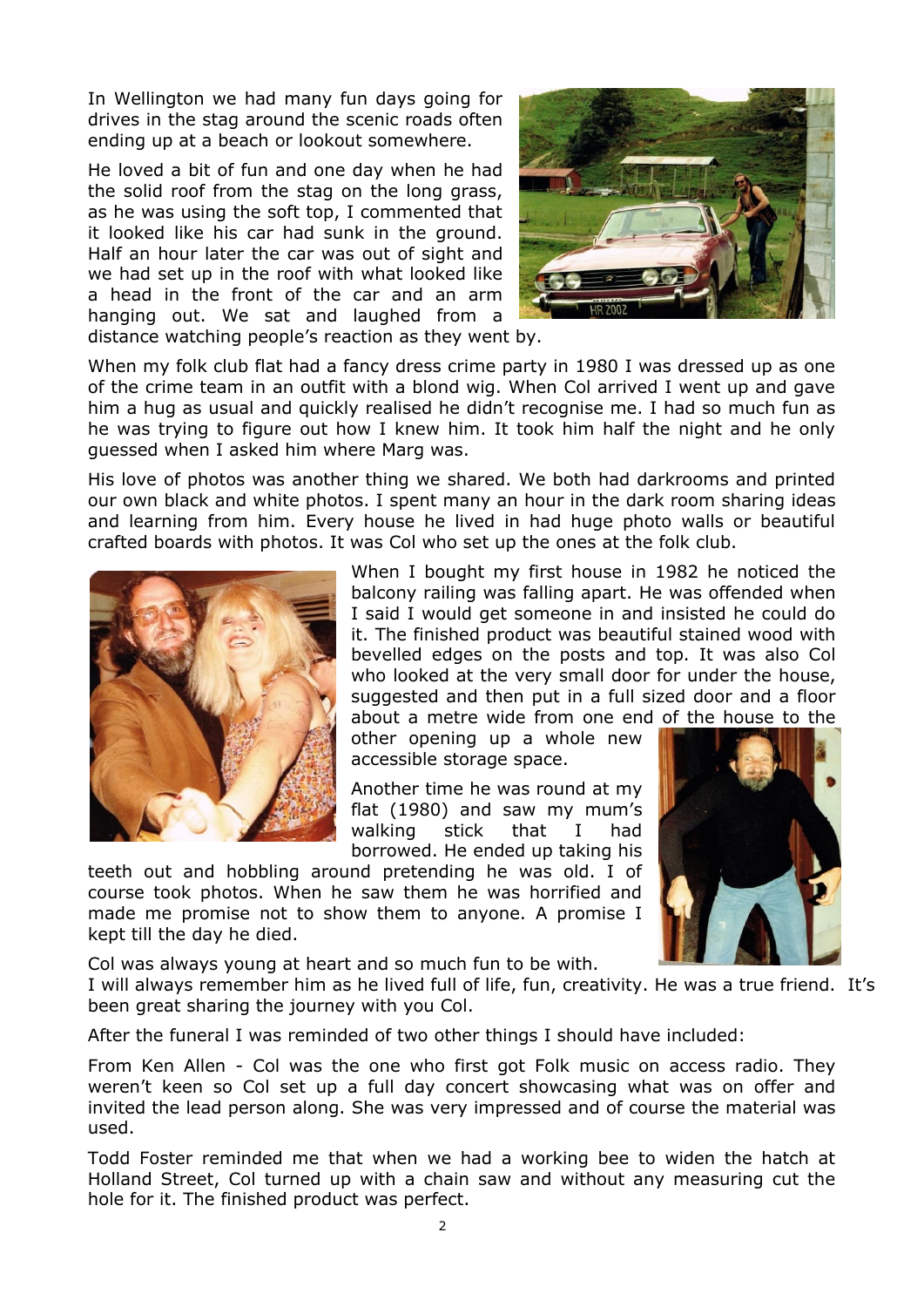In Wellington we had many fun days going for drives in the stag around the scenic roads often ending up at a beach or lookout somewhere.

He loved a bit of fun and one day when he had the solid roof from the stag on the long grass, as he was using the soft top, I commented that it looked like his car had sunk in the ground. Half an hour later the car was out of sight and we had set up in the roof with what looked like a head in the front of the car and an arm hanging out. We sat and laughed from a distance watching people's reaction as they went by.

When my folk club flat had a fancy dress crime party in 1980 I was dressed up as one of the crime team in an outfit with a blond wig. When Col arrived I went up and gave him a hug as usual and quickly realised he didn't recognise me. I had so much fun as he was trying to figure out how I knew him. It took him half the night and he only guessed when I asked him where Marg was.

His love of photos was another thing we shared. We both had darkrooms and printed our own black and white photos. I spent many an hour in the dark room sharing ideas and learning from him. Every house he lived in had huge photo walls or beautiful crafted boards with photos. It was Col who set up the ones at the folk club.

When I bought my first house in 1982 he noticed the balcony railing was falling apart. He was offended when I said I would get someone in and insisted he could do it. The finished product was beautiful stained wood with bevelled edges on the posts and top. It was also Col who looked at the very small door for under the house, suggested and then put in a full sized door and a floor about a metre wide from one end of the house to the other opening up a whole new accessible storage space.

Another time he was round at my flat (1980) and saw my mum's walking stick that I had borrowed. He ended up taking his teeth out and hobbling around pretending he was old. I of course took photos. When he saw them he was horrified and made me promise not to show them to anyone. A promise I kept till the day he died.

Col was always young at heart and so much fun to be with.
I will always remember him as he lived full of life, fun, creativity. He was a true friend. It's been great sharing the journey with you Col.

After the funeral I was reminded of two other things I should have included:

From Ken Allen - Col was the one who first got Folk music on access radio. They weren't keen so Col set up a full day concert showcasing what was on offer and invited the lead person along. She was very impressed and of course the material was used.

Todd Foster reminded me that when we had a working bee to widen the hatch at Holland Street, Col turned up with a chain saw and without any measuring cut the hole for it. The finished product was perfect.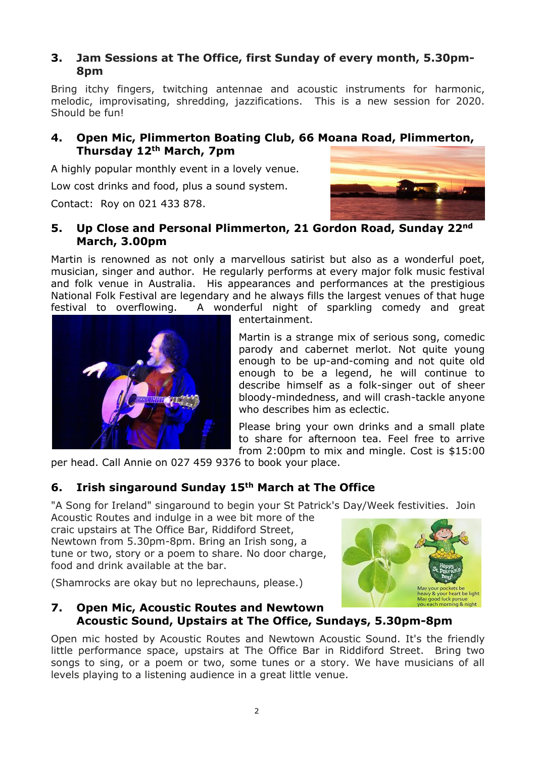### 3. Jam Sessions at The Office, first Sunday of every month, 5.30pm-8pm

Bring itchy fingers, twitching antennae and acoustic instruments for harmonic, melodic, improvisating, shredding, jazzifications. This is a new session for 2020. Should be fun!

### 4. Open Mic, Plimmerton Boating Club, 66 Moana Road, Plimmerton, Thursday 12th March, 7pm

A highly popular monthly event in a lovely venue.

Low cost drinks and food, plus a sound system.

Contact: Roy on 021 433 878.

### 5. Up Close and Personal Plimmerton, 21 Gordon Road, Sunday 22nd March, 3.00pm

Martin is renowned as not only a marvellous satirist but also as a wonderful poet, musician, singer and author. He regularly performs at every major folk music festival and folk venue in Australia. His appearances and performances at the prestigious National Folk Festival are legendary and he always fills the largest venues of that huge festival to overflowing. A wonderful night of sparkling comedy and great entertainment.

Martin is a strange mix of serious song, comedic parody and cabernet merlot. Not quite young enough to be up-and-coming and not quite old enough to be a legend, he will continue to describe himself as a folk-singer out of sheer bloody-mindedness, and will crash-tackle anyone who describes him as eclectic.

Please bring your own drinks and a small plate to share for afternoon tea. Feel free to arrive from 2:00pm to mix and mingle. Cost is $15:00 per head. Call Annie on 027 459 9376 to book your place.

### 6. Irish singaround Sunday 15th March at The Office

"A Song for Ireland" singaround to begin your St Patrick's Day/Week festivities. Join Acoustic Routes and indulge in a wee bit more of the craic upstairs at The Office Bar, Riddiford Street, Newtown from 5.30pm-8pm. Bring an Irish song, a tune or two, story or a poem to share. No door charge, food and drink available at the bar.

(Shamrocks are okay but no leprechauns, please.)

### 7. Open Mic, Acoustic Routes and Newtown Acoustic Sound, Upstairs at The Office, Sundays, 5.30pm-8pm

Open mic hosted by Acoustic Routes and Newtown Acoustic Sound. It's the friendly little performance space, upstairs at The Office Bar in Riddiford Street. Bring two songs to sing, or a poem or two, some tunes or a story. We have musicians of all levels playing to a listening audience in a great little venue.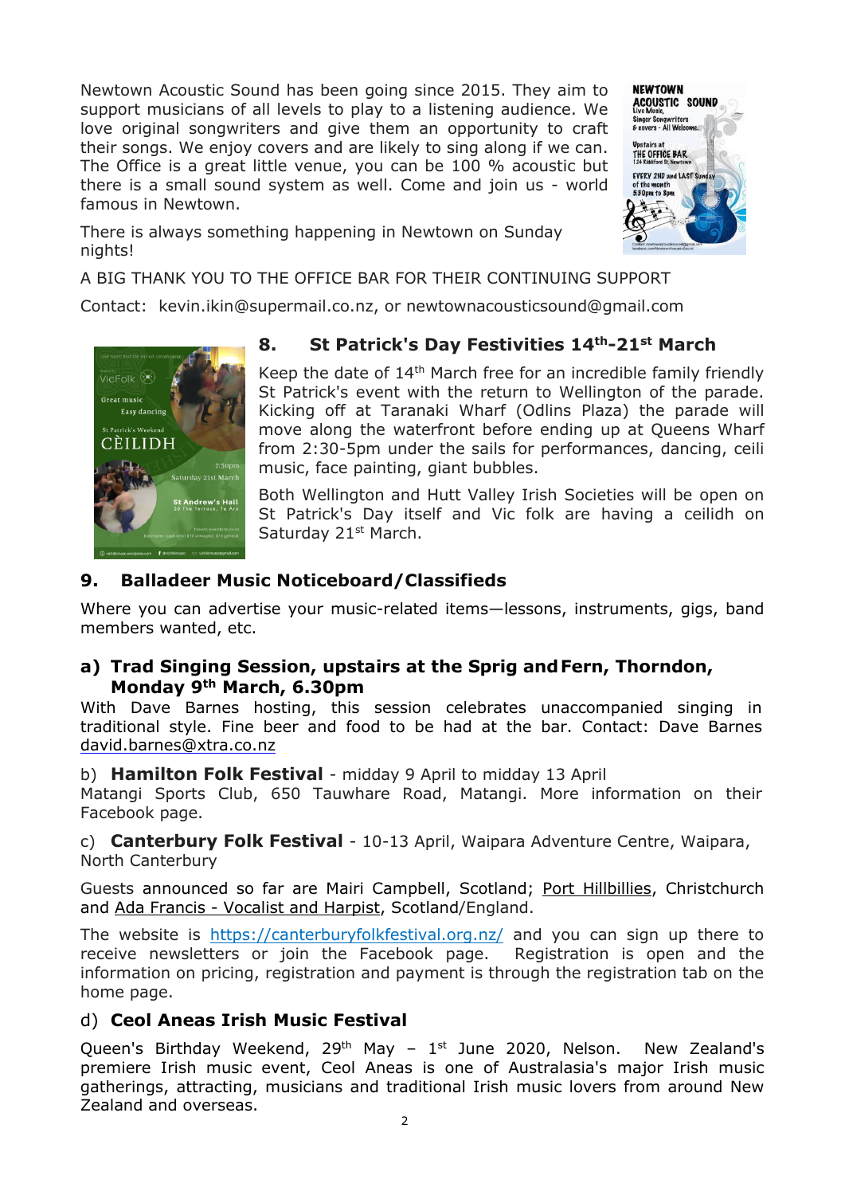Newtown Acoustic Sound has been going since 2015. They aim to support musicians of all levels to play to a listening audience. We love original songwriters and give them an opportunity to craft their songs. We enjoy covers and are likely to sing along if we can. The Office is a great little venue, you can be 100 % acoustic but there is a small sound system as well. Come and join us - world famous in Newtown.

There is always something happening in Newtown on Sunday nights!

A BIG THANK YOU TO THE OFFICE BAR FOR THEIR CONTINUING SUPPORT

Contact: kevin.ikin@supermail.co.nz, or newtownacousticsound@gmail.com

## 8. St Patrick's Day Festivities 14th-21st March

Keep the date of 14th March free for an incredible family friendly St Patrick's event with the return to Wellington of the parade. Kicking off at Taranaki Wharf (Odlins Plaza) the parade will move along the waterfront before ending up at Queens Wharf from 2:30-5pm under the sails for performances, dancing, ceili music, face painting, giant bubbles.

Both Wellington and Hutt Valley Irish Societies will be open on St Patrick's Day itself and Vic folk are having a ceilidh on Saturday 21st March.

## 9. Balladeer Music Noticeboard/Classifieds

Where you can advertise your music-related items—lessons, instruments, gigs, band members wanted, etc.

### a) Trad Singing Session, upstairs at the Sprig and Fern, Thorndon, Monday 9th March, 6.30pm

With Dave Barnes hosting, this session celebrates unaccompanied singing in traditional style. Fine beer and food to be had at the bar. Contact: Dave Barnes david.barnes@xtra.co.nz

b) **Hamilton Folk Festival** - midday 9 April to midday 13 April
Matangi Sports Club, 650 Tauwhare Road, Matangi. More information on their Facebook page.

c) **Canterbury Folk Festival** - 10-13 April, Waipara Adventure Centre, Waipara, North Canterbury

Guests announced so far are Mairi Campbell, Scotland; Port Hillbillies, Christchurch and Ada Francis - Vocalist and Harpist, Scotland/England.

The website is https://canterburyfolkfestival.org.nz/ and you can sign up there to receive newsletters or join the Facebook page. Registration is open and the information on pricing, registration and payment is through the registration tab on the home page.

d) **Ceol Aneas Irish Music Festival**

Queen's Birthday Weekend, 29th May – 1st June 2020, Nelson. New Zealand's premiere Irish music event, Ceol Aneas is one of Australasia's major Irish music gatherings, attracting, musicians and traditional Irish music lovers from around New Zealand and overseas.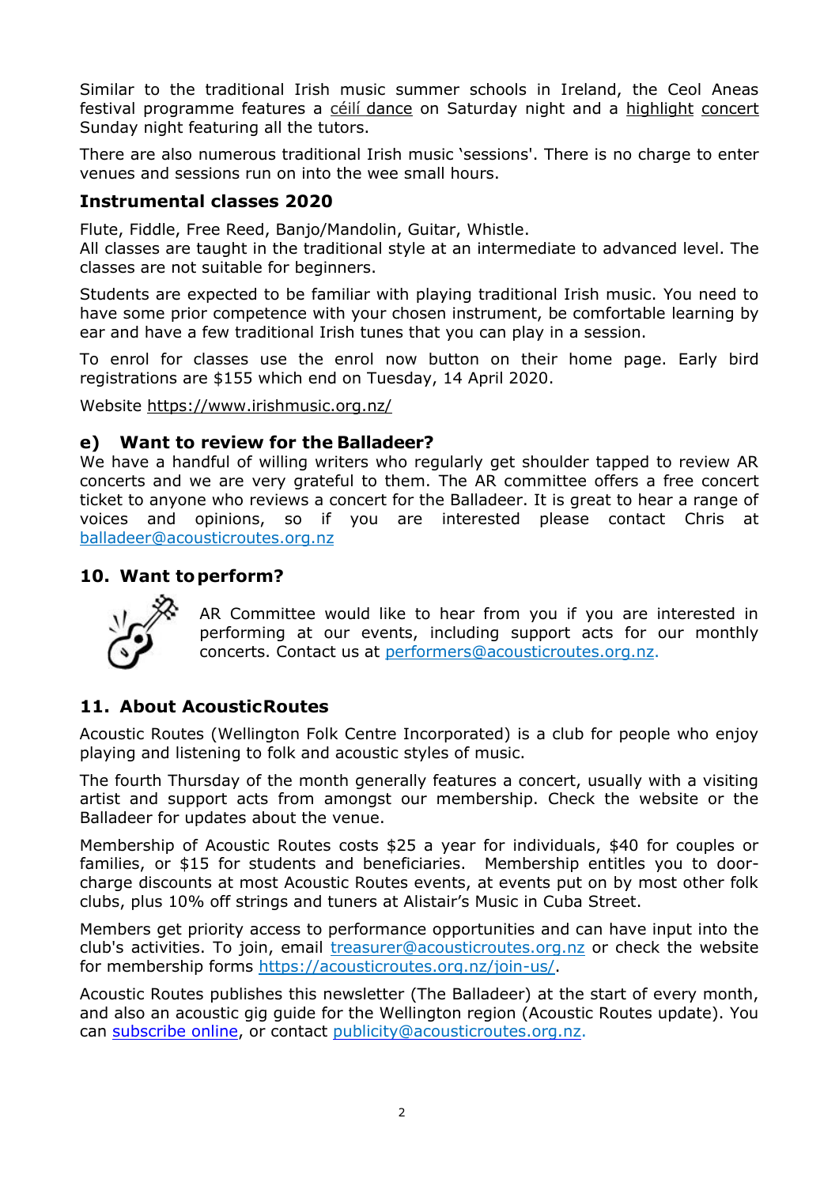Similar to the traditional Irish music summer schools in Ireland, the Ceol Aneas festival programme features a céilí dance on Saturday night and a highlight concert Sunday night featuring all the tutors.

There are also numerous traditional Irish music 'sessions'. There is no charge to enter venues and sessions run on into the wee small hours.

### Instrumental classes 2020

Flute, Fiddle, Free Reed, Banjo/Mandolin, Guitar, Whistle.
All classes are taught in the traditional style at an intermediate to advanced level. The classes are not suitable for beginners.

Students are expected to be familiar with playing traditional Irish music. You need to have some prior competence with your chosen instrument, be comfortable learning by ear and have a few traditional Irish tunes that you can play in a session.

To enrol for classes use the enrol now button on their home page. Early bird registrations are $155 which end on Tuesday, 14 April 2020.

Website https://www.irishmusic.org.nz/

### e) Want to review for the Balladeer?

We have a handful of willing writers who regularly get shoulder tapped to review AR concerts and we are very grateful to them. The AR committee offers a free concert ticket to anyone who reviews a concert for the Balladeer. It is great to hear a range of voices and opinions, so if you are interested please contact Chris at balladeer@acousticroutes.org.nz

## 10. Want to perform?

AR Committee would like to hear from you if you are interested in performing at our events, including support acts for our monthly concerts. Contact us at performers@acousticroutes.org.nz.

## 11. About Acoustic Routes

Acoustic Routes (Wellington Folk Centre Incorporated) is a club for people who enjoy playing and listening to folk and acoustic styles of music.

The fourth Thursday of the month generally features a concert, usually with a visiting artist and support acts from amongst our membership. Check the website or the Balladeer for updates about the venue.

Membership of Acoustic Routes costs $25 a year for individuals, $40 for couples or families, or $15 for students and beneficiaries. Membership entitles you to door-charge discounts at most Acoustic Routes events, at events put on by most other folk clubs, plus 10% off strings and tuners at Alistair's Music in Cuba Street.

Members get priority access to performance opportunities and can have input into the club's activities. To join, email treasurer@acousticroutes.org.nz or check the website for membership forms https://acousticroutes.org.nz/join-us/.

Acoustic Routes publishes this newsletter (The Balladeer) at the start of every month, and also an acoustic gig guide for the Wellington region (Acoustic Routes update). You can subscribe online, or contact publicity@acousticroutes.org.nz.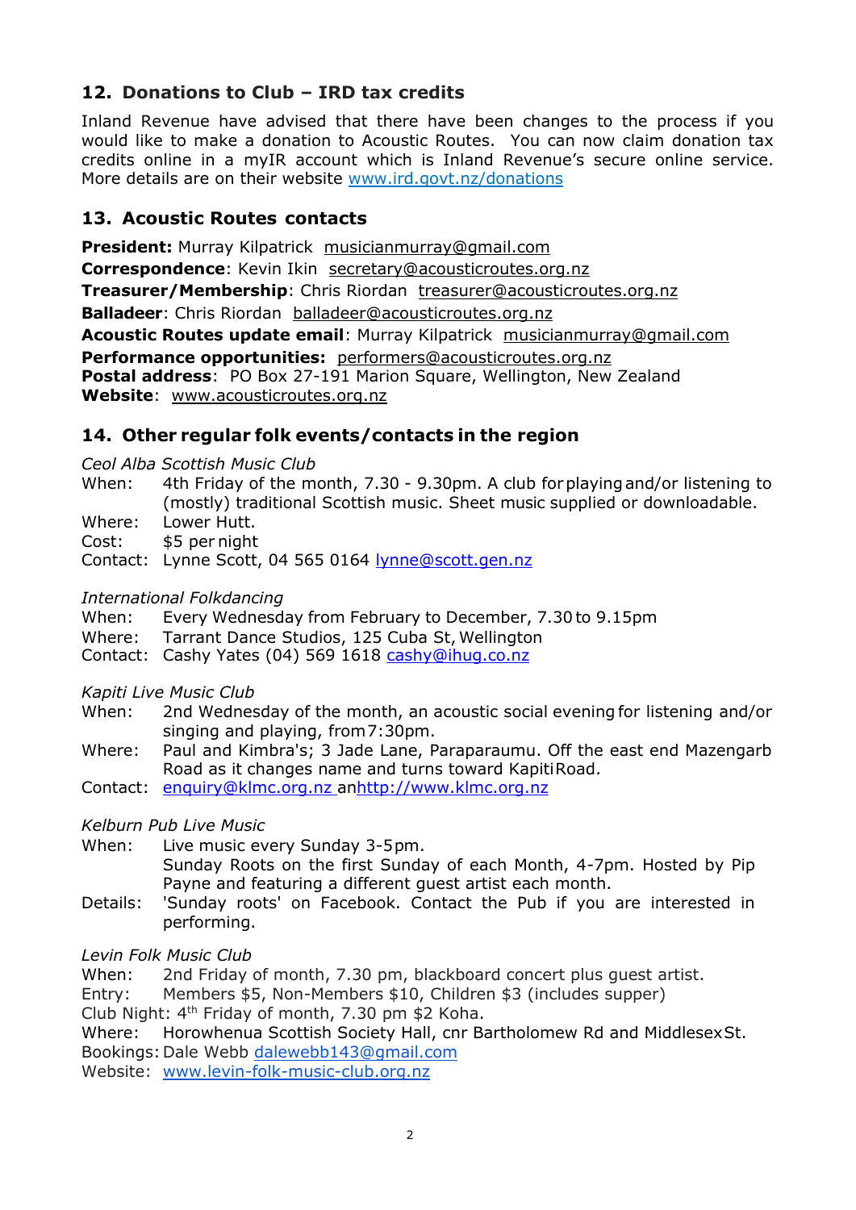## 12. Donations to Club – IRD tax credits

Inland Revenue have advised that there have been changes to the process if you would like to make a donation to Acoustic Routes. You can now claim donation tax credits online in a myIR account which is Inland Revenue's secure online service. More details are on their website www.ird.govt.nz/donations

## 13. Acoustic Routes contacts

**President:** Murray Kilpatrick musicianmurray@gmail.com
**Correspondence**: Kevin Ikin secretary@acousticroutes.org.nz
**Treasurer/Membership**: Chris Riordan treasurer@acousticroutes.org.nz
**Balladeer**: Chris Riordan balladeer@acousticroutes.org.nz
**Acoustic Routes update email**: Murray Kilpatrick musicianmurray@gmail.com
**Performance opportunities:** performers@acousticroutes.org.nz
**Postal address**: PO Box 27-191 Marion Square, Wellington, New Zealand
**Website**: www.acousticroutes.org.nz

## 14. Other regular folk events/contacts in the region

*Ceol Alba Scottish Music Club*
When: 4th Friday of the month, 7.30 - 9.30pm. A club for playing and/or listening to (mostly) traditional Scottish music. Sheet music supplied or downloadable.
Where: Lower Hutt.
Cost: $5 per night
Contact: Lynne Scott, 04 565 0164 lynne@scott.gen.nz

*International Folkdancing*
When: Every Wednesday from February to December, 7.30 to 9.15pm
Where: Tarrant Dance Studios, 125 Cuba St, Wellington
Contact: Cashy Yates (04) 569 1618 cashy@ihug.co.nz

*Kapiti Live Music Club*
When: 2nd Wednesday of the month, an acoustic social evening for listening and/or singing and playing, from 7:30pm.
Where: Paul and Kimbra's; 3 Jade Lane, Paraparaumu. Off the east end Mazengarb Road as it changes name and turns toward Kapiti Road.
Contact: enquiry@klmc.org.nz anhttp://www.klmc.org.nz

*Kelburn Pub Live Music*
When: Live music every Sunday 3-5pm.
Sunday Roots on the first Sunday of each Month, 4-7pm. Hosted by Pip Payne and featuring a different guest artist each month.
Details: 'Sunday roots' on Facebook. Contact the Pub if you are interested in performing.

*Levin Folk Music Club*
When: 2nd Friday of month, 7.30 pm, blackboard concert plus guest artist.
Entry: Members $5, Non-Members $10, Children $3 (includes supper)
Club Night: 4th Friday of month, 7.30 pm $2 Koha.
Where: Horowhenua Scottish Society Hall, cnr Bartholomew Rd and Middlesex St.
Bookings: Dale Webb dalewebb143@gmail.com
Website: www.levin-folk-music-club.org.nz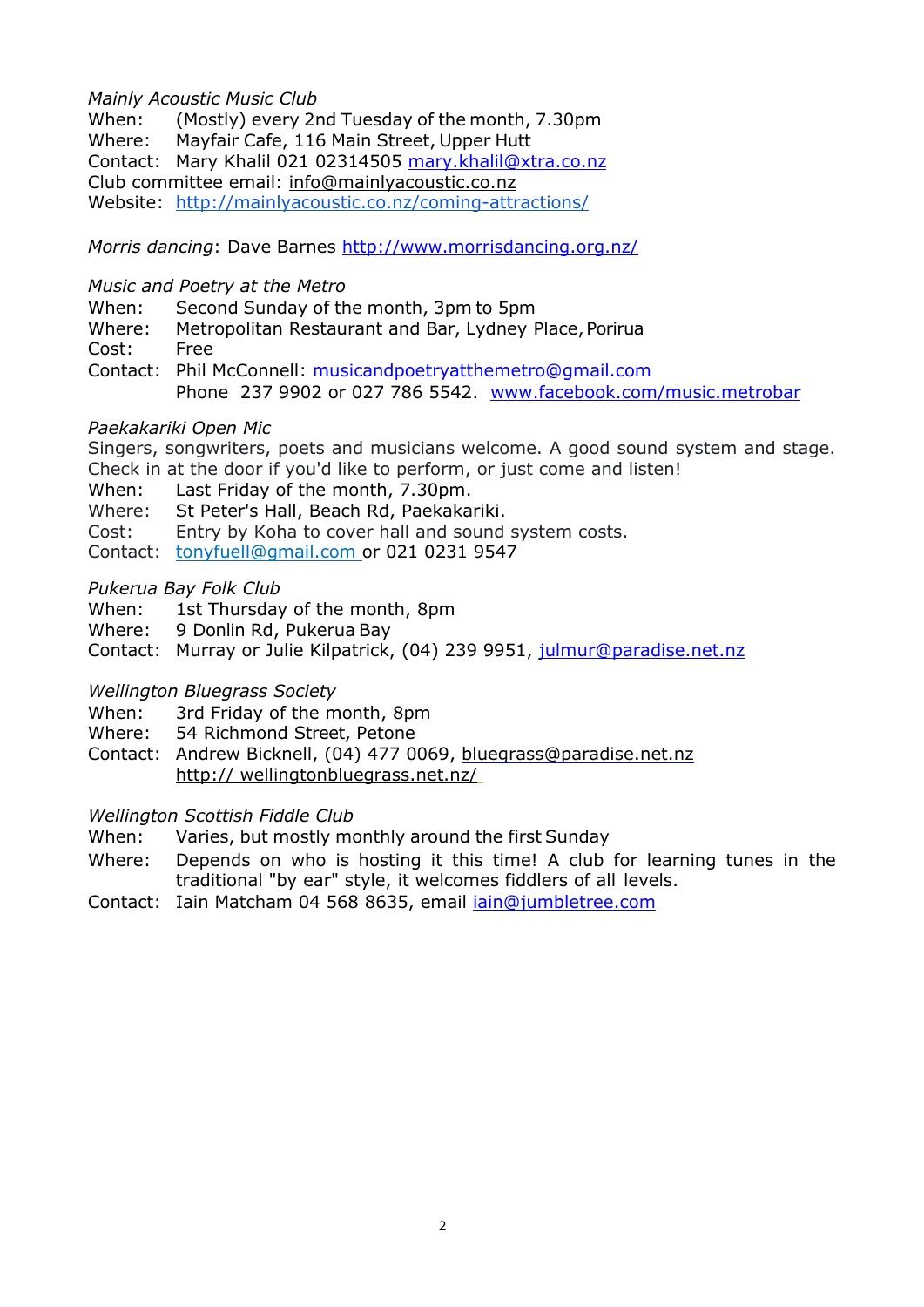*Mainly Acoustic Music Club*
When: (Mostly) every 2nd Tuesday of the month, 7.30pm
Where: Mayfair Cafe, 116 Main Street, Upper Hutt
Contact: Mary Khalil 021 02314505 mary.khalil@xtra.co.nz
Club committee email: info@mainlyacoustic.co.nz
Website: http://mainlyacoustic.co.nz/coming-attractions/

*Morris dancing*: Dave Barnes http://www.morrisdancing.org.nz/

*Music and Poetry at the Metro*
When: Second Sunday of the month, 3pm to 5pm
Where: Metropolitan Restaurant and Bar, Lydney Place, Porirua
Cost: Free
Contact: Phil McConnell: musicandpoetryatthemetro@gmail.com
Phone 237 9902 or 027 786 5542. www.facebook.com/music.metrobar

*Paekakariki Open Mic*
Singers, songwriters, poets and musicians welcome. A good sound system and stage. Check in at the door if you'd like to perform, or just come and listen!
When: Last Friday of the month, 7.30pm.
Where: St Peter's Hall, Beach Rd, Paekakariki.
Cost: Entry by Koha to cover hall and sound system costs.
Contact: tonyfuell@gmail.com or 021 0231 9547

*Pukerua Bay Folk Club*
When: 1st Thursday of the month, 8pm
Where: 9 Donlin Rd, Pukerua Bay
Contact: Murray or Julie Kilpatrick, (04) 239 9951, julmur@paradise.net.nz

*Wellington Bluegrass Society*
When: 3rd Friday of the month, 8pm
Where: 54 Richmond Street, Petone
Contact: Andrew Bicknell, (04) 477 0069, bluegrass@paradise.net.nz
http:// wellingtonbluegrass.net.nz/

*Wellington Scottish Fiddle Club*
When: Varies, but mostly monthly around the first Sunday
Where: Depends on who is hosting it this time! A club for learning tunes in the traditional "by ear" style, it welcomes fiddlers of all levels.
Contact: Iain Matcham 04 568 8635, email iain@jumbletree.com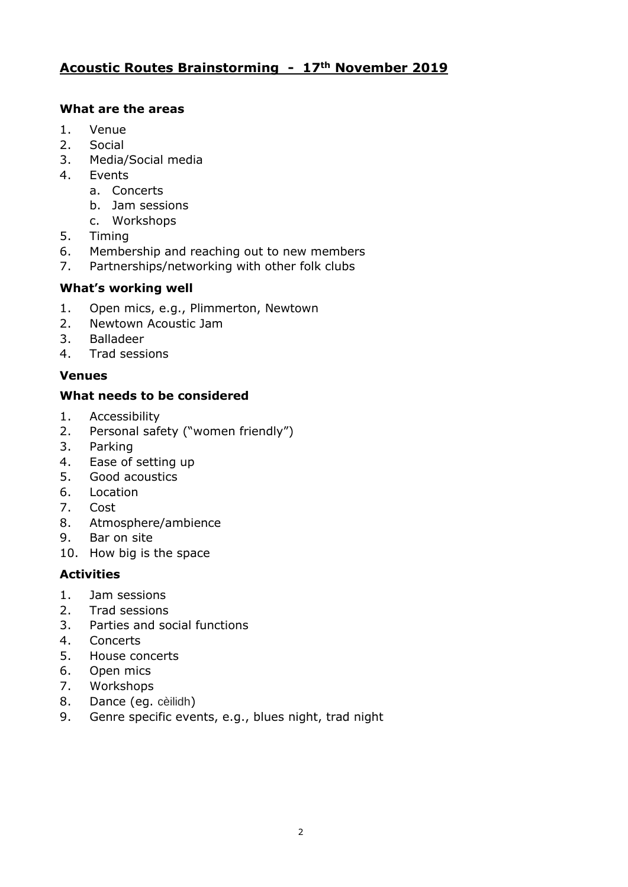## Acoustic Routes Brainstorming - 17th November 2019

### What are the areas

1. Venue
2. Social
3. Media/Social media
4. Events
   a. Concerts
   b. Jam sessions
   c. Workshops
5. Timing
6. Membership and reaching out to new members
7. Partnerships/networking with other folk clubs

### What's working well

1. Open mics, e.g., Plimmerton, Newtown
2. Newtown Acoustic Jam
3. Balladeer
4. Trad sessions

### Venues

### What needs to be considered

1. Accessibility
2. Personal safety ("women friendly")
3. Parking
4. Ease of setting up
5. Good acoustics
6. Location
7. Cost
8. Atmosphere/ambience
9. Bar on site
10. How big is the space

### Activities

1. Jam sessions
2. Trad sessions
3. Parties and social functions
4. Concerts
5. House concerts
6. Open mics
7. Workshops
8. Dance (eg. cèilidh)
9. Genre specific events, e.g., blues night, trad night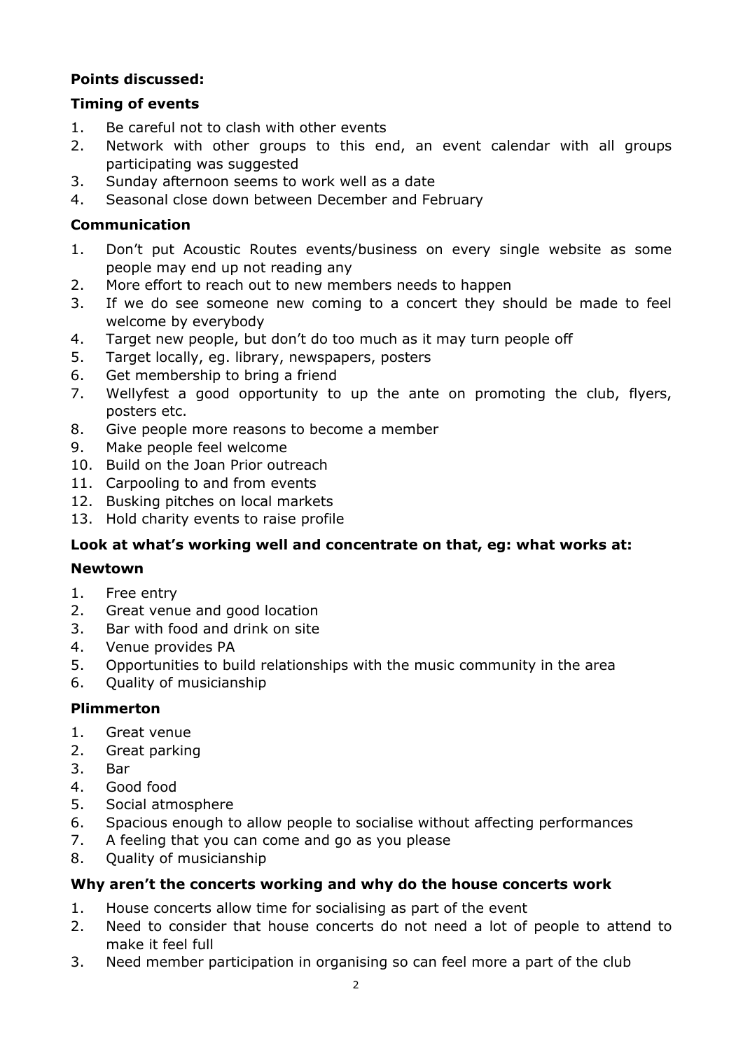**Points discussed:**

**Timing of events**

1. Be careful not to clash with other events
2. Network with other groups to this end, an event calendar with all groups participating was suggested
3. Sunday afternoon seems to work well as a date
4. Seasonal close down between December and February

**Communication**

1. Don't put Acoustic Routes events/business on every single website as some people may end up not reading any
2. More effort to reach out to new members needs to happen
3. If we do see someone new coming to a concert they should be made to feel welcome by everybody
4. Target new people, but don't do too much as it may turn people off
5. Target locally, eg. library, newspapers, posters
6. Get membership to bring a friend
7. Wellyfest a good opportunity to up the ante on promoting the club, flyers, posters etc.
8. Give people more reasons to become a member
9. Make people feel welcome
10. Build on the Joan Prior outreach
11. Carpooling to and from events
12. Busking pitches on local markets
13. Hold charity events to raise profile

**Look at what's working well and concentrate on that, eg: what works at:**

**Newtown**

1. Free entry
2. Great venue and good location
3. Bar with food and drink on site
4. Venue provides PA
5. Opportunities to build relationships with the music community in the area
6. Quality of musicianship

**Plimmerton**

1. Great venue
2. Great parking
3. Bar
4. Good food
5. Social atmosphere
6. Spacious enough to allow people to socialise without affecting performances
7. A feeling that you can come and go as you please
8. Quality of musicianship

**Why aren't the concerts working and why do the house concerts work**

1. House concerts allow time for socialising as part of the event
2. Need to consider that house concerts do not need a lot of people to attend to make it feel full
3. Need member participation in organising so can feel more a part of the club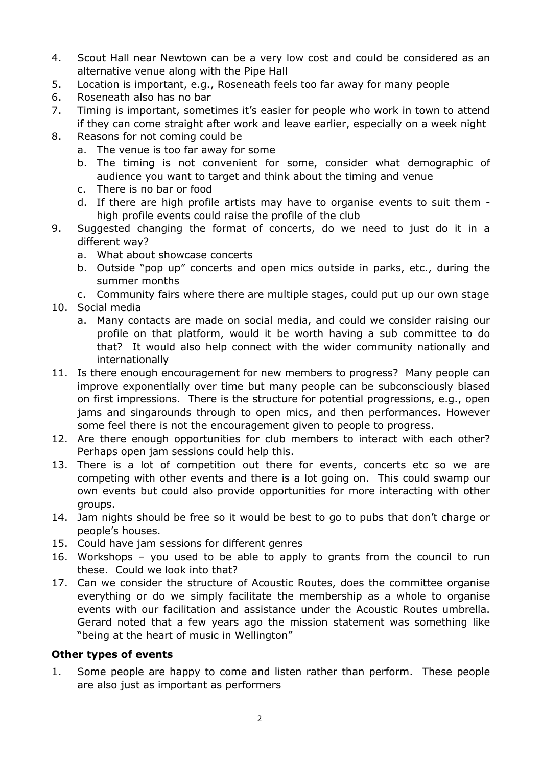4. Scout Hall near Newtown can be a very low cost and could be considered as an alternative venue along with the Pipe Hall
5. Location is important, e.g., Roseneath feels too far away for many people
6. Roseneath also has no bar
7. Timing is important, sometimes it's easier for people who work in town to attend if they can come straight after work and leave earlier, especially on a week night
8. Reasons for not coming could be
   a. The venue is too far away for some
   b. The timing is not convenient for some, consider what demographic of audience you want to target and think about the timing and venue
   c. There is no bar or food
   d. If there are high profile artists may have to organise events to suit them - high profile events could raise the profile of the club
9. Suggested changing the format of concerts, do we need to just do it in a different way?
   a. What about showcase concerts
   b. Outside "pop up" concerts and open mics outside in parks, etc., during the summer months
   c. Community fairs where there are multiple stages, could put up our own stage
10. Social media
    a. Many contacts are made on social media, and could we consider raising our profile on that platform, would it be worth having a sub committee to do that? It would also help connect with the wider community nationally and internationally
11. Is there enough encouragement for new members to progress? Many people can improve exponentially over time but many people can be subconsciously biased on first impressions. There is the structure for potential progressions, e.g., open jams and singarounds through to open mics, and then performances. However some feel there is not the encouragement given to people to progress.
12. Are there enough opportunities for club members to interact with each other? Perhaps open jam sessions could help this.
13. There is a lot of competition out there for events, concerts etc so we are competing with other events and there is a lot going on. This could swamp our own events but could also provide opportunities for more interacting with other groups.
14. Jam nights should be free so it would be best to go to pubs that don't charge or people's houses.
15. Could have jam sessions for different genres
16. Workshops – you used to be able to apply to grants from the council to run these. Could we look into that?
17. Can we consider the structure of Acoustic Routes, does the committee organise everything or do we simply facilitate the membership as a whole to organise events with our facilitation and assistance under the Acoustic Routes umbrella. Gerard noted that a few years ago the mission statement was something like "being at the heart of music in Wellington"

**Other types of events**

1. Some people are happy to come and listen rather than perform. These people are also just as important as performers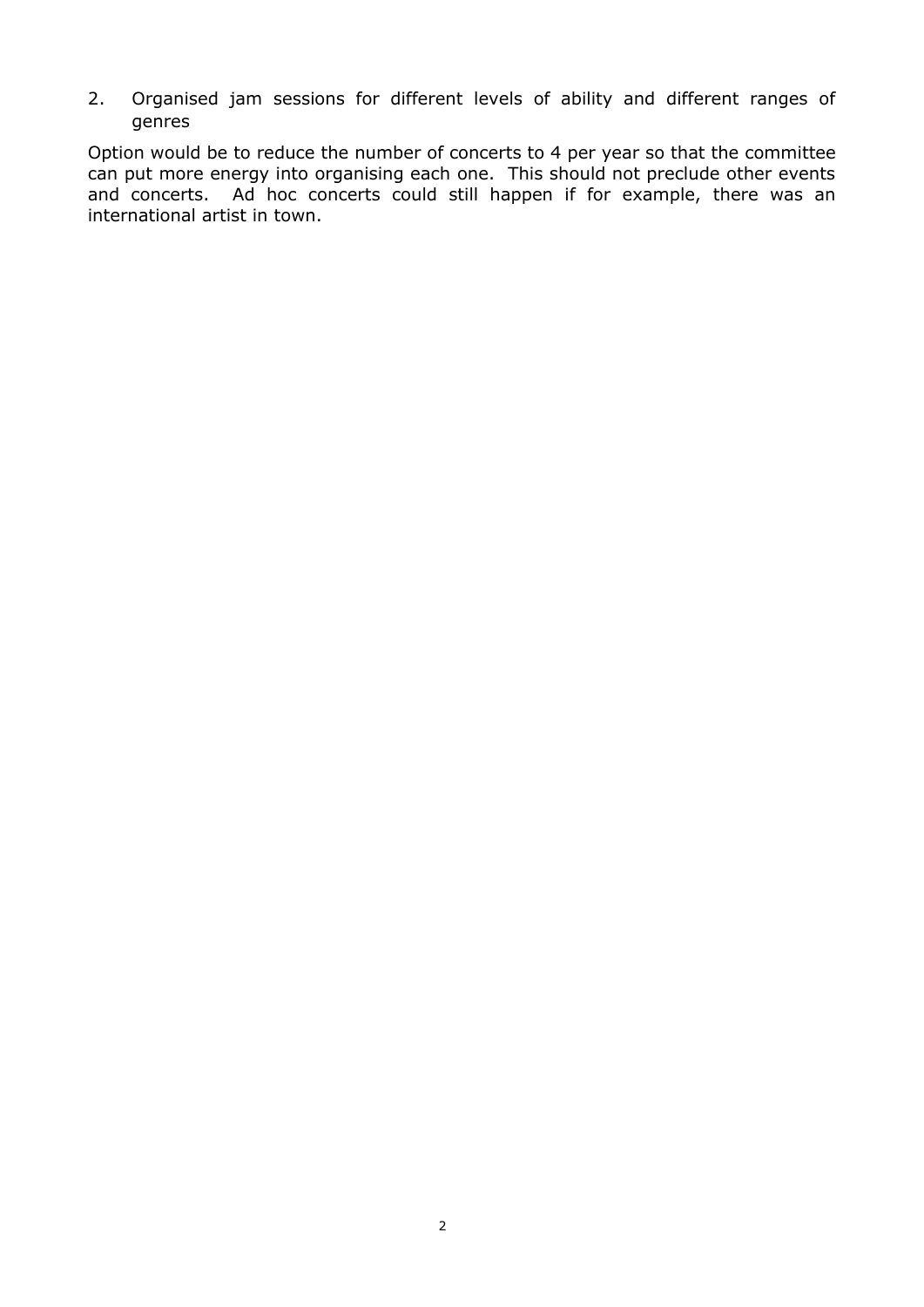2. Organised jam sessions for different levels of ability and different ranges of genres

Option would be to reduce the number of concerts to 4 per year so that the committee can put more energy into organising each one. This should not preclude other events and concerts. Ad hoc concerts could still happen if for example, there was an international artist in town.